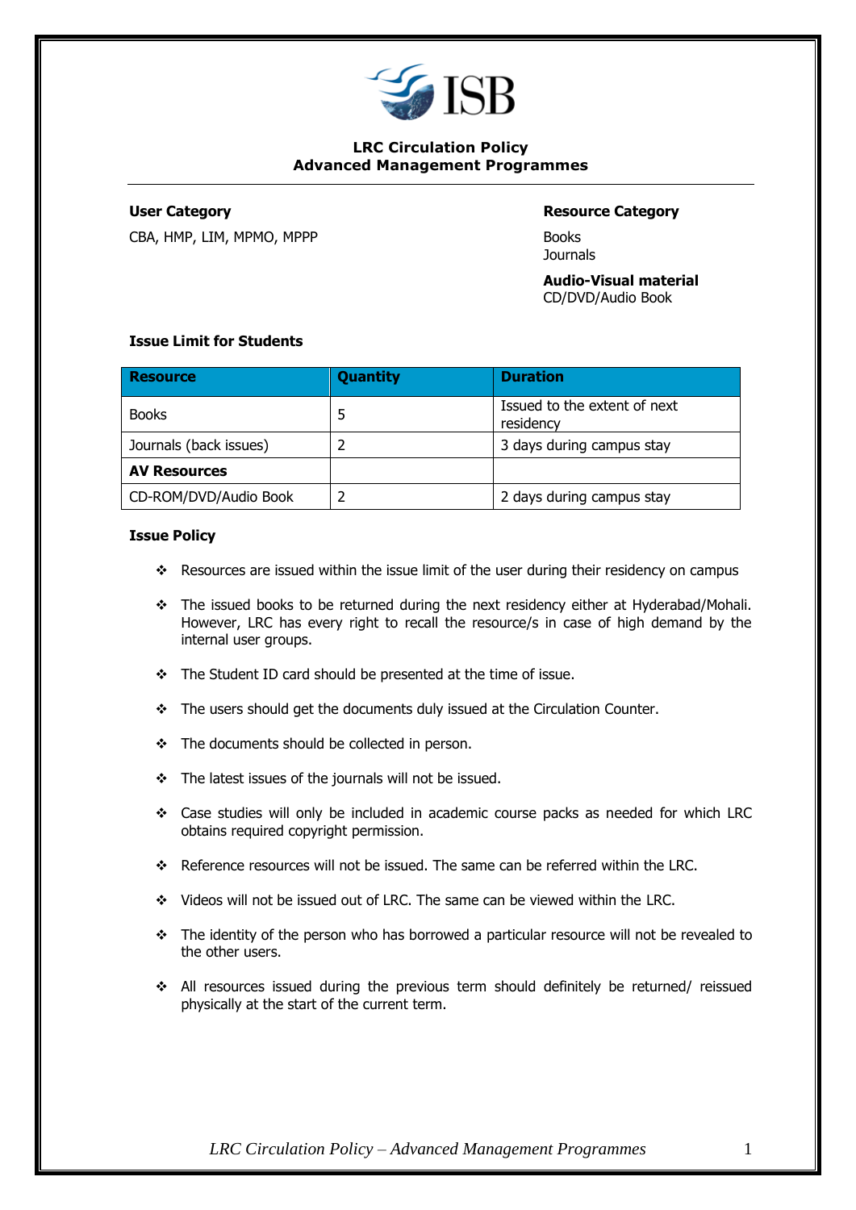# LRC Circulation Policy
## Advanced Management Programmes

**User Category**

CBA, HMP, LIM, MPMO, MPPP

**Resource Category**

Books
Journals

**Audio-Visual material**
CD/DVD/Audio Book

**Issue Limit for Students**

| Resource | Quantity | Duration |
|---|---|---|
| Books | 5 | Issued to the extent of next residency |
| Journals (back issues) | 2 | 3 days during campus stay |
| **AV Resources** | | |
| CD-ROM/DVD/Audio Book | 2 | 2 days during campus stay |

**Issue Policy**

- Resources are issued within the issue limit of the user during their residency on campus
- The issued books to be returned during the next residency either at Hyderabad/Mohali. However, LRC has every right to recall the resource/s in case of high demand by the internal user groups.
- The Student ID card should be presented at the time of issue.
- The users should get the documents duly issued at the Circulation Counter.
- The documents should be collected in person.
- The latest issues of the journals will not be issued.
- Case studies will only be included in academic course packs as needed for which LRC obtains required copyright permission.
- Reference resources will not be issued. The same can be referred within the LRC.
- Videos will not be issued out of LRC. The same can be viewed within the LRC.
- The identity of the person who has borrowed a particular resource will not be revealed to the other users.
- All resources issued during the previous term should definitely be returned/ reissued physically at the start of the current term.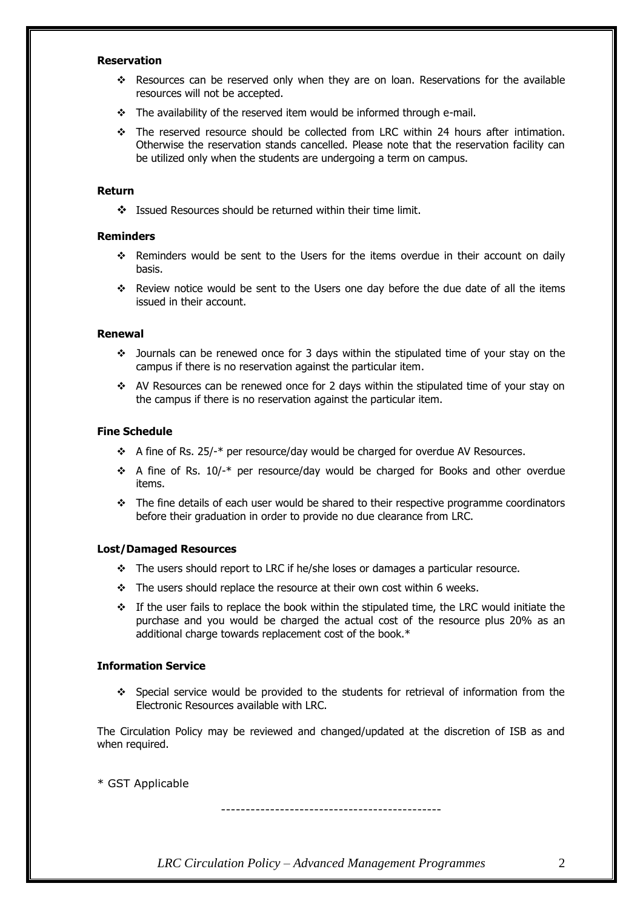**Reservation**

- Resources can be reserved only when they are on loan. Reservations for the available resources will not be accepted.
- The availability of the reserved item would be informed through e-mail.
- The reserved resource should be collected from LRC within 24 hours after intimation. Otherwise the reservation stands cancelled. Please note that the reservation facility can be utilized only when the students are undergoing a term on campus.

**Return**

- Issued Resources should be returned within their time limit.

**Reminders**

- Reminders would be sent to the Users for the items overdue in their account on daily basis.
- Review notice would be sent to the Users one day before the due date of all the items issued in their account.

**Renewal**

- Journals can be renewed once for 3 days within the stipulated time of your stay on the campus if there is no reservation against the particular item.
- AV Resources can be renewed once for 2 days within the stipulated time of your stay on the campus if there is no reservation against the particular item.

**Fine Schedule**

- A fine of Rs. 25/-* per resource/day would be charged for overdue AV Resources.
- A fine of Rs. 10/-* per resource/day would be charged for Books and other overdue items.
- The fine details of each user would be shared to their respective programme coordinators before their graduation in order to provide no due clearance from LRC.

**Lost/Damaged Resources**

- The users should report to LRC if he/she loses or damages a particular resource.
- The users should replace the resource at their own cost within 6 weeks.
- If the user fails to replace the book within the stipulated time, the LRC would initiate the purchase and you would be charged the actual cost of the resource plus 20% as an additional charge towards replacement cost of the book.*

**Information Service**

- Special service would be provided to the students for retrieval of information from the Electronic Resources available with LRC.

The Circulation Policy may be reviewed and changed/updated at the discretion of ISB as and when required.

\* GST Applicable

---